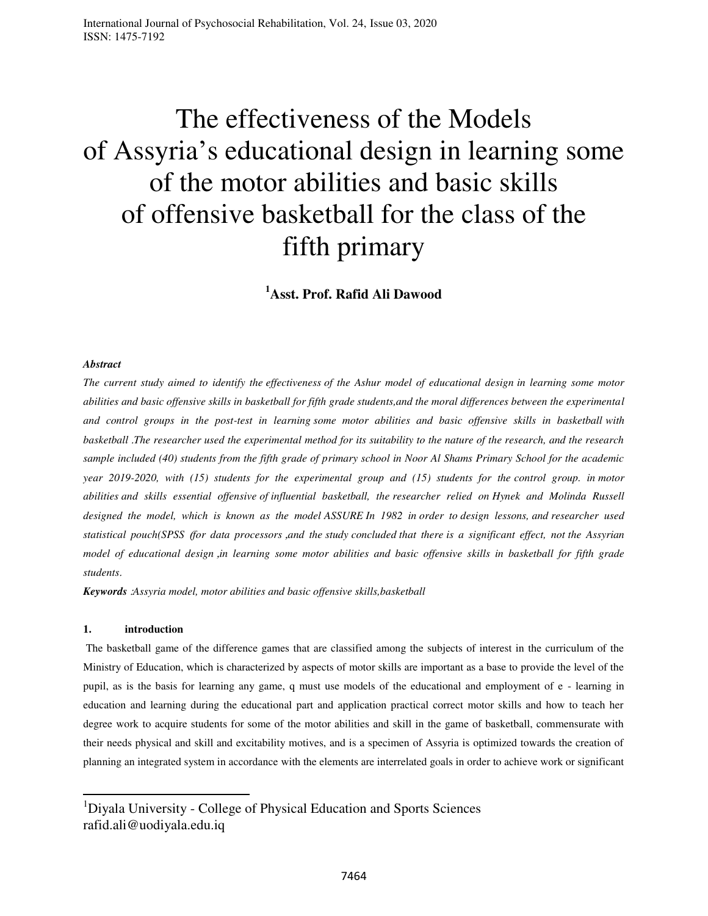# The effectiveness of the Models of Assyria's educational design in learning some of the motor abilities and basic skills of offensive basketball for the class of the fifth primary

**[1]Asst. Prof. Rafid Ali Dawood**

***Abstract***

*The current study aimed to identify the effectiveness of the Ashur model of educational design in learning some motor abilities and basic offensive skills in basketball for fifth grade students,and the moral differences between the experimental and control groups in the post-test in learning some motor abilities and basic offensive skills in basketball with basketball .The researcher used the experimental method for its suitability to the nature of the research, and the research sample included (40) students from the fifth grade of primary school in Noor Al Shams Primary School for the academic year 2019-2020, with (15) students for the experimental group and (15) students for the control group. in motor abilities and skills essential offensive of influential basketball, the researcher relied on Hynek and Molinda Russell designed the model, which is known as the model ASSURE In 1982 in order to design lessons, and researcher used statistical pouch(SPSS (for data processors ,and the study concluded that there is a significant effect, not the Assyrian model of educational design ,in learning some motor abilities and basic offensive skills in basketball for fifth grade students.*

***Keywords*** *:Assyria model, motor abilities and basic offensive skills,basketball*

## 1. introduction

The basketball game of the difference games that are classified among the subjects of interest in the curriculum of the Ministry of Education, which is characterized by aspects of motor skills are important as a base to provide the level of the pupil, as is the basis for learning any game, q must use models of the educational and employment of e - learning in education and learning during the educational part and application practical correct motor skills and how to teach her degree work to acquire students for some of the motor abilities and skill in the game of basketball, commensurate with their needs physical and skill and excitability motives, and is a specimen of Assyria is optimized towards the creation of planning an integrated system in accordance with the elements are interrelated goals in order to achieve work or significant

---

[1]Diyala University - College of Physical Education and Sports Sciences
rafid.ali@uodiyala.edu.iq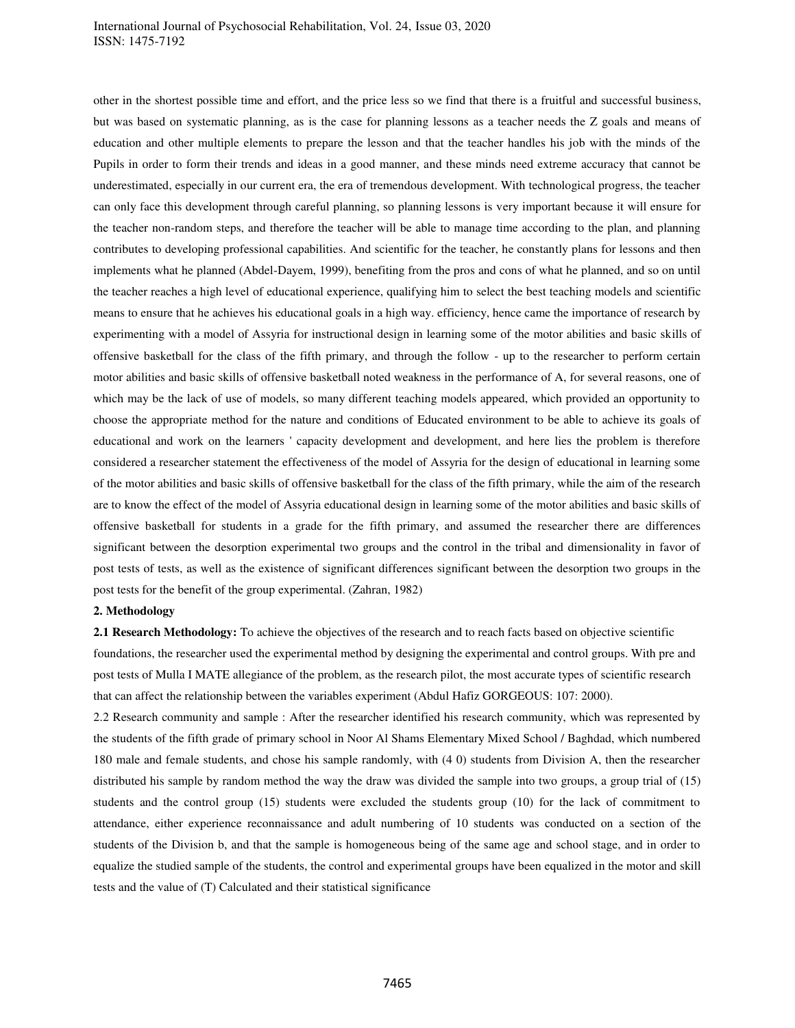other in the shortest possible time and effort, and the price less so we find that there is a fruitful and successful business, but was based on systematic planning, as is the case for planning lessons as a teacher needs the Z goals and means of education and other multiple elements to prepare the lesson and that the teacher handles his job with the minds of the Pupils in order to form their trends and ideas in a good manner, and these minds need extreme accuracy that cannot be underestimated, especially in our current era, the era of tremendous development. With technological progress, the teacher can only face this development through careful planning, so planning lessons is very important because it will ensure for the teacher non-random steps, and therefore the teacher will be able to manage time according to the plan, and planning contributes to developing professional capabilities. And scientific for the teacher, he constantly plans for lessons and then implements what he planned (Abdel-Dayem, 1999), benefiting from the pros and cons of what he planned, and so on until the teacher reaches a high level of educational experience, qualifying him to select the best teaching models and scientific means to ensure that he achieves his educational goals in a high way. efficiency, hence came the importance of research by experimenting with a model of Assyria for instructional design in learning some of the motor abilities and basic skills of offensive basketball for the class of the fifth primary, and through the follow - up to the researcher to perform certain motor abilities and basic skills of offensive basketball noted weakness in the performance of A, for several reasons, one of which may be the lack of use of models, so many different teaching models appeared, which provided an opportunity to choose the appropriate method for the nature and conditions of Educated environment to be able to achieve its goals of educational and work on the learners ' capacity development and development, and here lies the problem is therefore considered a researcher statement the effectiveness of the model of Assyria for the design of educational in learning some of the motor abilities and basic skills of offensive basketball for the class of the fifth primary, while the aim of the research are to know the effect of the model of Assyria educational design in learning some of the motor abilities and basic skills of offensive basketball for students in a grade for the fifth primary, and assumed the researcher there are differences significant between the desorption experimental two groups and the control in the tribal and dimensionality in favor of post tests of tests, as well as the existence of significant differences significant between the desorption two groups in the post tests for the benefit of the group experimental. (Zahran, 1982)

## 2. Methodology

**2.1 Research Methodology:** To achieve the objectives of the research and to reach facts based on objective scientific foundations, the researcher used the experimental method by designing the experimental and control groups. With pre and post tests of Mulla I MATE allegiance of the problem, as the research pilot, the most accurate types of scientific research that can affect the relationship between the variables experiment (Abdul Hafiz GORGEOUS: 107: 2000).

2.2 Research community and sample : After the researcher identified his research community, which was represented by the students of the fifth grade of primary school in Noor Al Shams Elementary Mixed School / Baghdad, which numbered 180 male and female students, and chose his sample randomly, with (4 0) students from Division A, then the researcher distributed his sample by random method the way the draw was divided the sample into two groups, a group trial of (15) students and the control group (15) students were excluded the students group (10) for the lack of commitment to attendance, either experience reconnaissance and adult numbering of 10 students was conducted on a section of the students of the Division b, and that the sample is homogeneous being of the same age and school stage, and in order to equalize the studied sample of the students, the control and experimental groups have been equalized in the motor and skill tests and the value of (T) Calculated and their statistical significance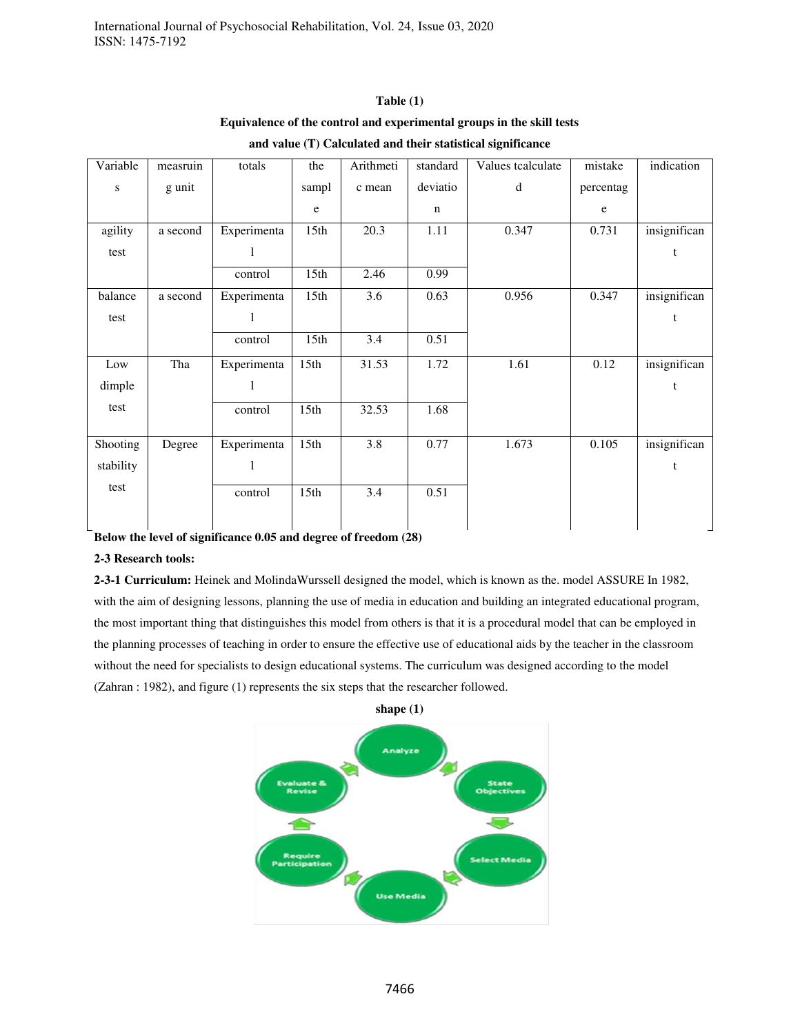**Table (1)**

**Equivalence of the control and experimental groups in the skill tests and value (T) Calculated and their statistical significance**

| Variables | measruing unit | totals | the sample | Arithmetic mean | standard deviation | Values tcalculated | mistake percentage | indication |
|---|---|---|---|---|---|---|---|---|
| agility test | a second | Experimental | 15th | 20.3 | 1.11 | 0.347 | 0.731 | insignificant |
| | | control | 15th | 2.46 | 0.99 | | | |
| balance test | a second | Experimental | 15th | 3.6 | 0.63 | 0.956 | 0.347 | insignificant |
| | | control | 15th | 3.4 | 0.51 | | | |
| Low dimple test | Tha | Experimental | 15th | 31.53 | 1.72 | 1.61 | 0.12 | insignificant |
| | | control | 15th | 32.53 | 1.68 | | | |
| Shooting stability test | Degree | Experimental | 15th | 3.8 | 0.77 | 1.673 | 0.105 | insignificant |
| | | control | 15th | 3.4 | 0.51 | | | |

**Below the level of significance 0.05 and degree of freedom (28)**

**2-3 Research tools:**

**2-3-1 Curriculum:** Heinek and MolindaWurssell designed the model, which is known as the. model ASSURE In 1982, with the aim of designing lessons, planning the use of media in education and building an integrated educational program, the most important thing that distinguishes this model from others is that it is a procedural model that can be employed in the planning processes of teaching in order to ensure the effective use of educational aids by the teacher in the classroom without the need for specialists to design educational systems. The curriculum was designed according to the model (Zahran : 1982), and figure (1) represents the six steps that the researcher followed.

**shape (1)**

Analyze → State Objectives → Select Media → Use Media → Require Participation → Evaluate & Revise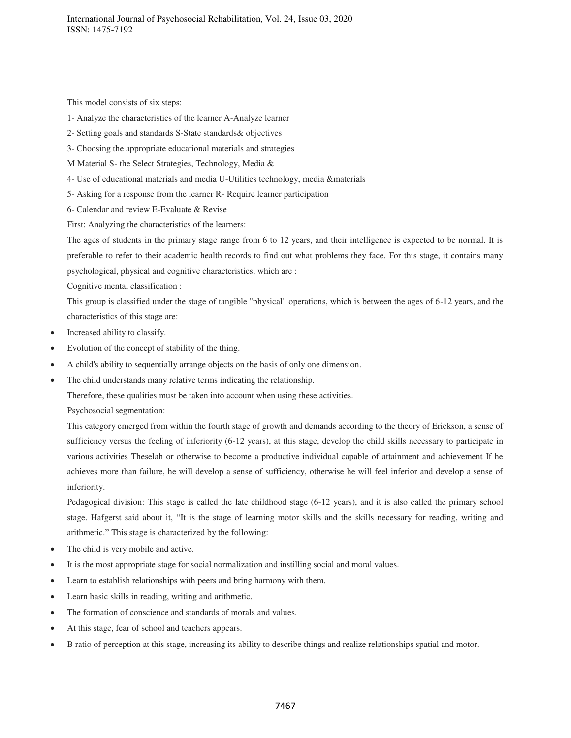This model consists of six steps:

1- Analyze the characteristics of the learner A-Analyze learner

2- Setting goals and standards S-State standards& objectives

3- Choosing the appropriate educational materials and strategies

M Material S- the Select Strategies, Technology, Media &

4- Use of educational materials and media U-Utilities technology, media &materials

5- Asking for a response from the learner R- Require learner participation

6- Calendar and review E-Evaluate & Revise

First: Analyzing the characteristics of the learners:

The ages of students in the primary stage range from 6 to 12 years, and their intelligence is expected to be normal. It is preferable to refer to their academic health records to find out what problems they face. For this stage, it contains many psychological, physical and cognitive characteristics, which are :

Cognitive mental classification :

This group is classified under the stage of tangible "physical" operations, which is between the ages of 6-12 years, and the characteristics of this stage are:

- Increased ability to classify.
- Evolution of the concept of stability of the thing.
- A child's ability to sequentially arrange objects on the basis of only one dimension.
- The child understands many relative terms indicating the relationship.

Therefore, these qualities must be taken into account when using these activities.

Psychosocial segmentation:

This category emerged from within the fourth stage of growth and demands according to the theory of Erickson, a sense of sufficiency versus the feeling of inferiority (6-12 years), at this stage, develop the child skills necessary to participate in various activities Theselah or otherwise to become a productive individual capable of attainment and achievement If he achieves more than failure, he will develop a sense of sufficiency, otherwise he will feel inferior and develop a sense of inferiority.

Pedagogical division: This stage is called the late childhood stage (6-12 years), and it is also called the primary school stage. Hafgerst said about it, "It is the stage of learning motor skills and the skills necessary for reading, writing and arithmetic." This stage is characterized by the following:

- The child is very mobile and active.
- It is the most appropriate stage for social normalization and instilling social and moral values.
- Learn to establish relationships with peers and bring harmony with them.
- Learn basic skills in reading, writing and arithmetic.
- The formation of conscience and standards of morals and values.
- At this stage, fear of school and teachers appears.
- B ratio of perception at this stage, increasing its ability to describe things and realize relationships spatial and motor.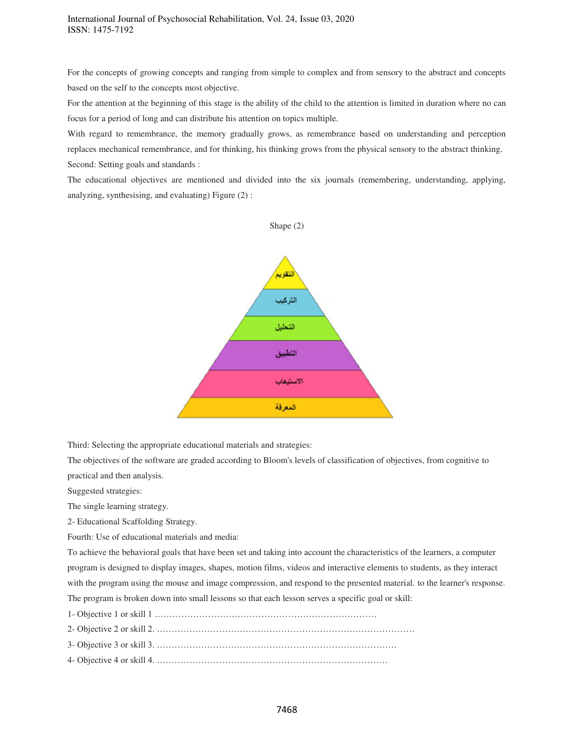For the concepts of growing concepts and ranging from simple to complex and from sensory to the abstract and concepts based on the self to the concepts most objective.

For the attention at the beginning of this stage is the ability of the child to the attention is limited in duration where no can focus for a period of long and can distribute his attention on topics multiple.

With regard to remembrance, the memory gradually grows, as remembrance based on understanding and perception replaces mechanical remembrance, and for thinking, his thinking grows from the physical sensory to the abstract thinking.

Second: Setting goals and standards :

The educational objectives are mentioned and divided into the six journals (remembering, understanding, applying, analyzing, synthesising, and evaluating) Figure (2) :

Shape (2)

التقويم

التركيب

التحليل

التطبيق

الاستيعاب

المعرفة

Third: Selecting the appropriate educational materials and strategies:

The objectives of the software are graded according to Bloom's levels of classification of objectives, from cognitive to practical and then analysis.

Suggested strategies:

The single learning strategy.

2- Educational Scaffolding Strategy.

Fourth: Use of educational materials and media:

To achieve the behavioral goals that have been set and taking into account the characteristics of the learners, a computer program is designed to display images, shapes, motion films, videos and interactive elements to students, as they interact with the program using the mouse and image compression, and respond to the presented material. to the learner's response.

The program is broken down into small lessons so that each lesson serves a specific goal or skill:

1- Objective 1 or skill 1 ……………………………………………………………………

2- Objective 2 or skill 2. ……………………………………………………………………………

3- Objective 3 or skill 3. ………………………………………………………………………

4- Objective 4 or skill 4. ……………………………………………………………………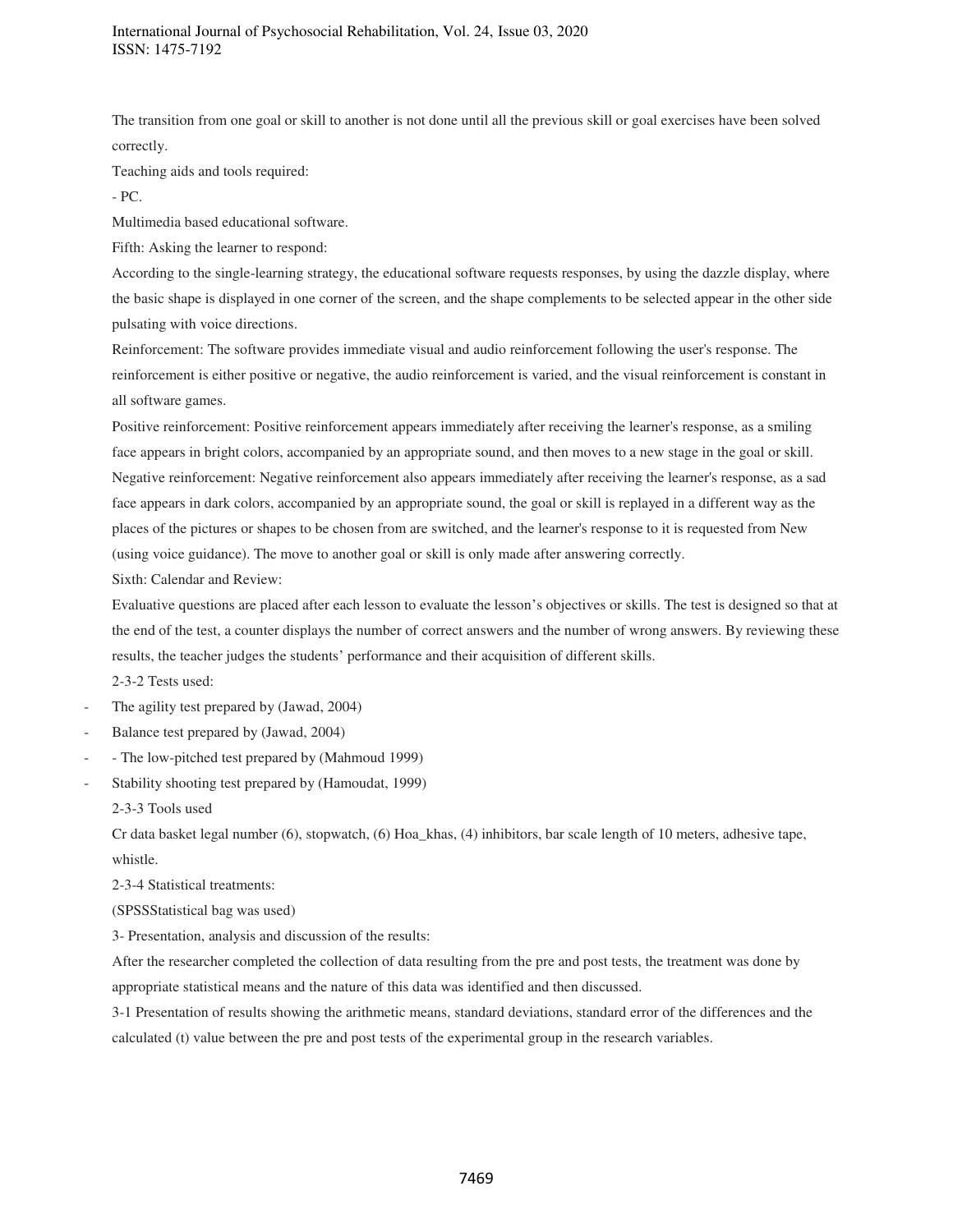The transition from one goal or skill to another is not done until all the previous skill or goal exercises have been solved correctly.

Teaching aids and tools required:

- PC.

Multimedia based educational software.

Fifth: Asking the learner to respond:

According to the single-learning strategy, the educational software requests responses, by using the dazzle display, where the basic shape is displayed in one corner of the screen, and the shape complements to be selected appear in the other side pulsating with voice directions.

Reinforcement: The software provides immediate visual and audio reinforcement following the user's response. The reinforcement is either positive or negative, the audio reinforcement is varied, and the visual reinforcement is constant in all software games.

Positive reinforcement: Positive reinforcement appears immediately after receiving the learner's response, as a smiling face appears in bright colors, accompanied by an appropriate sound, and then moves to a new stage in the goal or skill.

Negative reinforcement: Negative reinforcement also appears immediately after receiving the learner's response, as a sad face appears in dark colors, accompanied by an appropriate sound, the goal or skill is replayed in a different way as the places of the pictures or shapes to be chosen from are switched, and the learner's response to it is requested from New (using voice guidance). The move to another goal or skill is only made after answering correctly.

Sixth: Calendar and Review:

Evaluative questions are placed after each lesson to evaluate the lesson's objectives or skills. The test is designed so that at the end of the test, a counter displays the number of correct answers and the number of wrong answers. By reviewing these results, the teacher judges the students' performance and their acquisition of different skills.

2-3-2 Tests used:

- The agility test prepared by (Jawad, 2004)
- Balance test prepared by (Jawad, 2004)
- - The low-pitched test prepared by (Mahmoud 1999)
- Stability shooting test prepared by (Hamoudat, 1999)

2-3-3 Tools used

Cr data basket legal number (6), stopwatch, (6) Hoa_khas, (4) inhibitors, bar scale length of 10 meters, adhesive tape, whistle.

2-3-4 Statistical treatments:

(SPSSStatistical bag was used)

3- Presentation, analysis and discussion of the results:

After the researcher completed the collection of data resulting from the pre and post tests, the treatment was done by appropriate statistical means and the nature of this data was identified and then discussed.

3-1 Presentation of results showing the arithmetic means, standard deviations, standard error of the differences and the calculated (t) value between the pre and post tests of the experimental group in the research variables.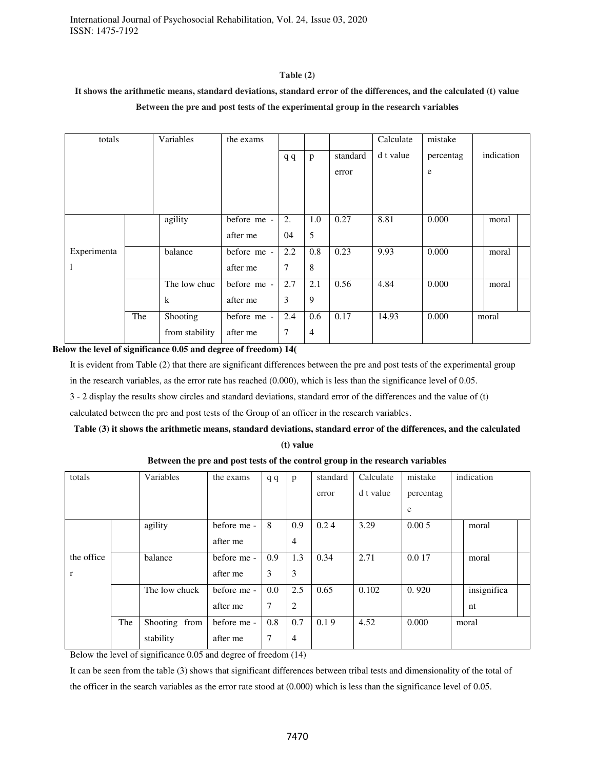**Table (2)**

**It shows the arithmetic means, standard deviations, standard error of the differences, and the calculated (t) value**

**Between the pre and post tests of the experimental group in the research variables**

| totals | | Variables | the exams | q q | p | standard error | Calculated t value | mistake percentage | indication |
|---|---|---|---|---|---|---|---|---|---|
| Experimental | | agility | before me - after me | 2.04 | 1.05 | 0.27 | 8.81 | 0.000 | moral |
| | | balance | before me - after me | 2.27 | 0.88 | 0.23 | 9.93 | 0.000 | moral |
| | | The low chuck | before me - after me | 2.73 | 2.19 | 0.56 | 4.84 | 0.000 | moral |
| | The | Shooting from stability | before me - after me | 2.47 | 0.64 | 0.17 | 14.93 | 0.000 | moral |

**Below the level of significance 0.05 and degree of freedom) 14(**

It is evident from Table (2) that there are significant differences between the pre and post tests of the experimental group in the research variables, as the error rate has reached (0.000), which is less than the significance level of 0.05.

3 - 2 display the results show circles and standard deviations, standard error of the differences and the value of (t) calculated between the pre and post tests of the Group of an officer in the research variables.

**Table (3) it shows the arithmetic means, standard deviations, standard error of the differences, and the calculated (t) value**

**Between the pre and post tests of the control group in the research variables**

| totals | | Variables | the exams | q q | p | standard error | Calculated t value | mistake percentage | indication |
|---|---|---|---|---|---|---|---|---|---|
| the officer | | agility | before me - after me | 8 | 0.94 | 0.2 4 | 3.29 | 0.00 5 | moral |
| | | balance | before me - after me | 0.93 | 1.33 | 0.34 | 2.71 | 0.0 17 | moral |
| | | The low chuck | before me - after me | 0.07 | 2.52 | 0.65 | 0.102 | 0. 920 | insignificant |
| | The | Shooting from stability | before me - after me | 0.87 | 0.74 | 0.1 9 | 4.52 | 0.000 | moral |

Below the level of significance 0.05 and degree of freedom (14)

It can be seen from the table (3) shows that significant differences between tribal tests and dimensionality of the total of the officer in the search variables as the error rate stood at (0.000) which is less than the significance level of 0.05.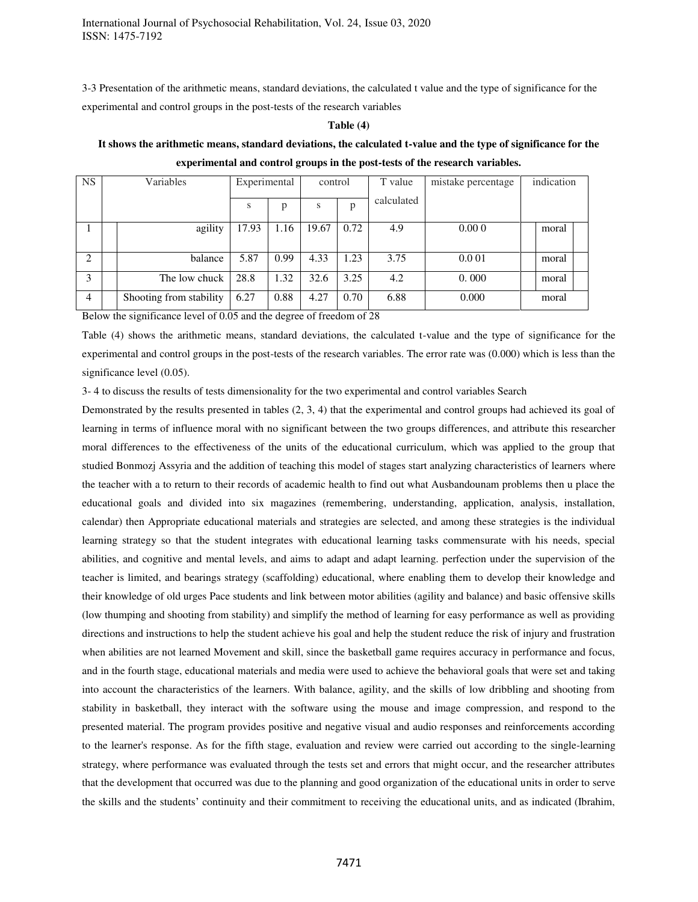3-3 Presentation of the arithmetic means, standard deviations, the calculated t value and the type of significance for the experimental and control groups in the post-tests of the research variables

**Table (4)**

**It shows the arithmetic means, standard deviations, the calculated t-value and the type of significance for the experimental and control groups in the post-tests of the research variables.**

| NS | Variables | Experimental | | control | | T value calculated | mistake percentage | indication |
|---|---|---|---|---|---|---|---|---|
| | | s | p | s | p | | | |
| 1 | agility | 17.93 | 1.16 | 19.67 | 0.72 | 4.9 | 0.00 0 | moral |
| 2 | balance | 5.87 | 0.99 | 4.33 | 1.23 | 3.75 | 0.0 01 | moral |
| 3 | The low chuck | 28.8 | 1.32 | 32.6 | 3.25 | 4.2 | 0. 000 | moral |
| 4 | Shooting from stability | 6.27 | 0.88 | 4.27 | 0.70 | 6.88 | 0.000 | moral |

Below the significance level of 0.05 and the degree of freedom of 28

Table (4) shows the arithmetic means, standard deviations, the calculated t-value and the type of significance for the experimental and control groups in the post-tests of the research variables. The error rate was (0.000) which is less than the significance level (0.05).

3- 4 to discuss the results of tests dimensionality for the two experimental and control variables Search

Demonstrated by the results presented in tables (2, 3, 4) that the experimental and control groups had achieved its goal of learning in terms of influence moral with no significant between the two groups differences, and attribute this researcher moral differences to the effectiveness of the units of the educational curriculum, which was applied to the group that studied Bonmozj Assyria and the addition of teaching this model of stages start analyzing characteristics of learners where the teacher with a to return to their records of academic health to find out what Ausbandounam problems then u place the educational goals and divided into six magazines (remembering, understanding, application, analysis, installation, calendar) then Appropriate educational materials and strategies are selected, and among these strategies is the individual learning strategy so that the student integrates with educational learning tasks commensurate with his needs, special abilities, and cognitive and mental levels, and aims to adapt and adapt learning. perfection under the supervision of the teacher is limited, and bearings strategy (scaffolding) educational, where enabling them to develop their knowledge and their knowledge of old urges Pace students and link between motor abilities (agility and balance) and basic offensive skills (low thumping and shooting from stability) and simplify the method of learning for easy performance as well as providing directions and instructions to help the student achieve his goal and help the student reduce the risk of injury and frustration when abilities are not learned Movement and skill, since the basketball game requires accuracy in performance and focus, and in the fourth stage, educational materials and media were used to achieve the behavioral goals that were set and taking into account the characteristics of the learners. With balance, agility, and the skills of low dribbling and shooting from stability in basketball, they interact with the software using the mouse and image compression, and respond to the presented material. The program provides positive and negative visual and audio responses and reinforcements according to the learner's response. As for the fifth stage, evaluation and review were carried out according to the single-learning strategy, where performance was evaluated through the tests set and errors that might occur, and the researcher attributes that the development that occurred was due to the planning and good organization of the educational units in order to serve the skills and the students' continuity and their commitment to receiving the educational units, and as indicated (Ibrahim,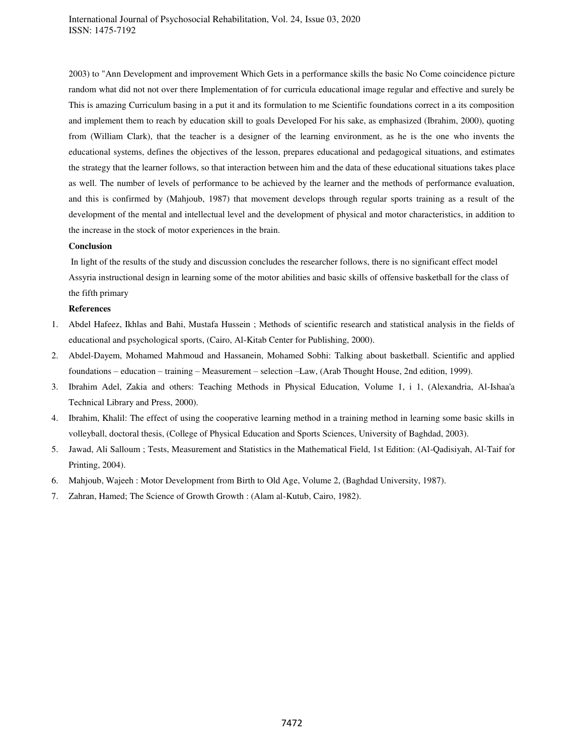2003) to "Ann Development and improvement Which Gets in a performance skills the basic No Come coincidence picture random what did not not over there Implementation of for curricula educational image regular and effective and surely be This is amazing Curriculum basing in a put it and its formulation to me Scientific foundations correct in a its composition and implement them to reach by education skill to goals Developed For his sake, as emphasized (Ibrahim, 2000), quoting from (William Clark), that the teacher is a designer of the learning environment, as he is the one who invents the educational systems, defines the objectives of the lesson, prepares educational and pedagogical situations, and estimates the strategy that the learner follows, so that interaction between him and the data of these educational situations takes place as well. The number of levels of performance to be achieved by the learner and the methods of performance evaluation, and this is confirmed by (Mahjoub, 1987) that movement develops through regular sports training as a result of the development of the mental and intellectual level and the development of physical and motor characteristics, in addition to the increase in the stock of motor experiences in the brain.

**Conclusion**

In light of the results of the study and discussion concludes the researcher follows, there is no significant effect model Assyria instructional design in learning some of the motor abilities and basic skills of offensive basketball for the class of the fifth primary

**References**

1. Abdel Hafeez, Ikhlas and Bahi, Mustafa Hussein ; Methods of scientific research and statistical analysis in the fields of educational and psychological sports, (Cairo, Al-Kitab Center for Publishing, 2000).
2. Abdel-Dayem, Mohamed Mahmoud and Hassanein, Mohamed Sobhi: Talking about basketball. Scientific and applied foundations – education – training – Measurement – selection –Law, (Arab Thought House, 2nd edition, 1999).
3. Ibrahim Adel, Zakia and others: Teaching Methods in Physical Education, Volume 1, i 1, (Alexandria, Al-Ishaa'a Technical Library and Press, 2000).
4. Ibrahim, Khalil: The effect of using the cooperative learning method in a training method in learning some basic skills in volleyball, doctoral thesis, (College of Physical Education and Sports Sciences, University of Baghdad, 2003).
5. Jawad, Ali Salloum ; Tests, Measurement and Statistics in the Mathematical Field, 1st Edition: (Al-Qadisiyah, Al-Taif for Printing, 2004).
6. Mahjoub, Wajeeh : Motor Development from Birth to Old Age, Volume 2, (Baghdad University, 1987).
7. Zahran, Hamed; The Science of Growth Growth : (Alam al-Kutub, Cairo, 1982).